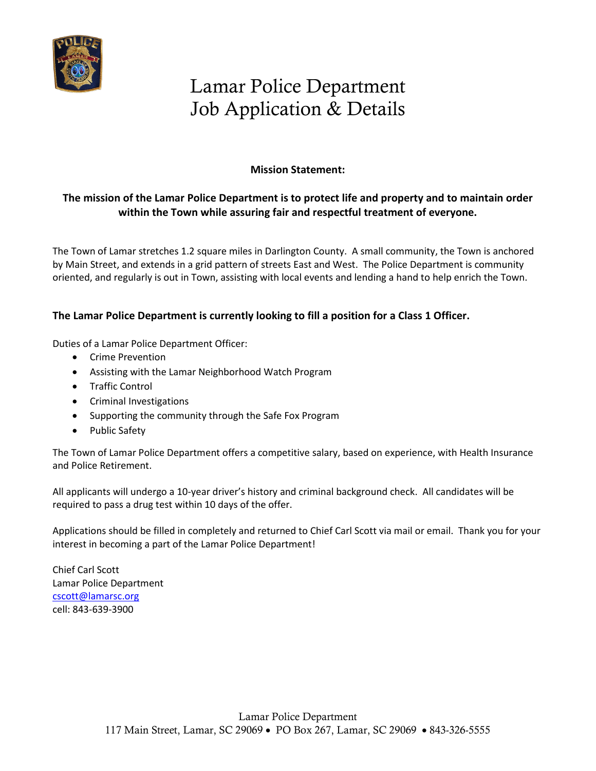# Lamar Police Department
# Job Application & Details

**Mission Statement:**

**The mission of the Lamar Police Department is to protect life and property and to maintain order within the Town while assuring fair and respectful treatment of everyone.**

The Town of Lamar stretches 1.2 square miles in Darlington County. A small community, the Town is anchored by Main Street, and extends in a grid pattern of streets East and West. The Police Department is community oriented, and regularly is out in Town, assisting with local events and lending a hand to help enrich the Town.

**The Lamar Police Department is currently looking to fill a position for a Class 1 Officer.**

Duties of a Lamar Police Department Officer:

- Crime Prevention
- Assisting with the Lamar Neighborhood Watch Program
- Traffic Control
- Criminal Investigations
- Supporting the community through the Safe Fox Program
- Public Safety

The Town of Lamar Police Department offers a competitive salary, based on experience, with Health Insurance and Police Retirement.

All applicants will undergo a 10-year driver's history and criminal background check. All candidates will be required to pass a drug test within 10 days of the offer.

Applications should be filled in completely and returned to Chief Carl Scott via mail or email. Thank you for your interest in becoming a part of the Lamar Police Department!

Chief Carl Scott
Lamar Police Department
cscott@lamarsc.org
cell: 843-639-3900

Lamar Police Department
117 Main Street, Lamar, SC 29069 • PO Box 267, Lamar, SC 29069 • 843-326-5555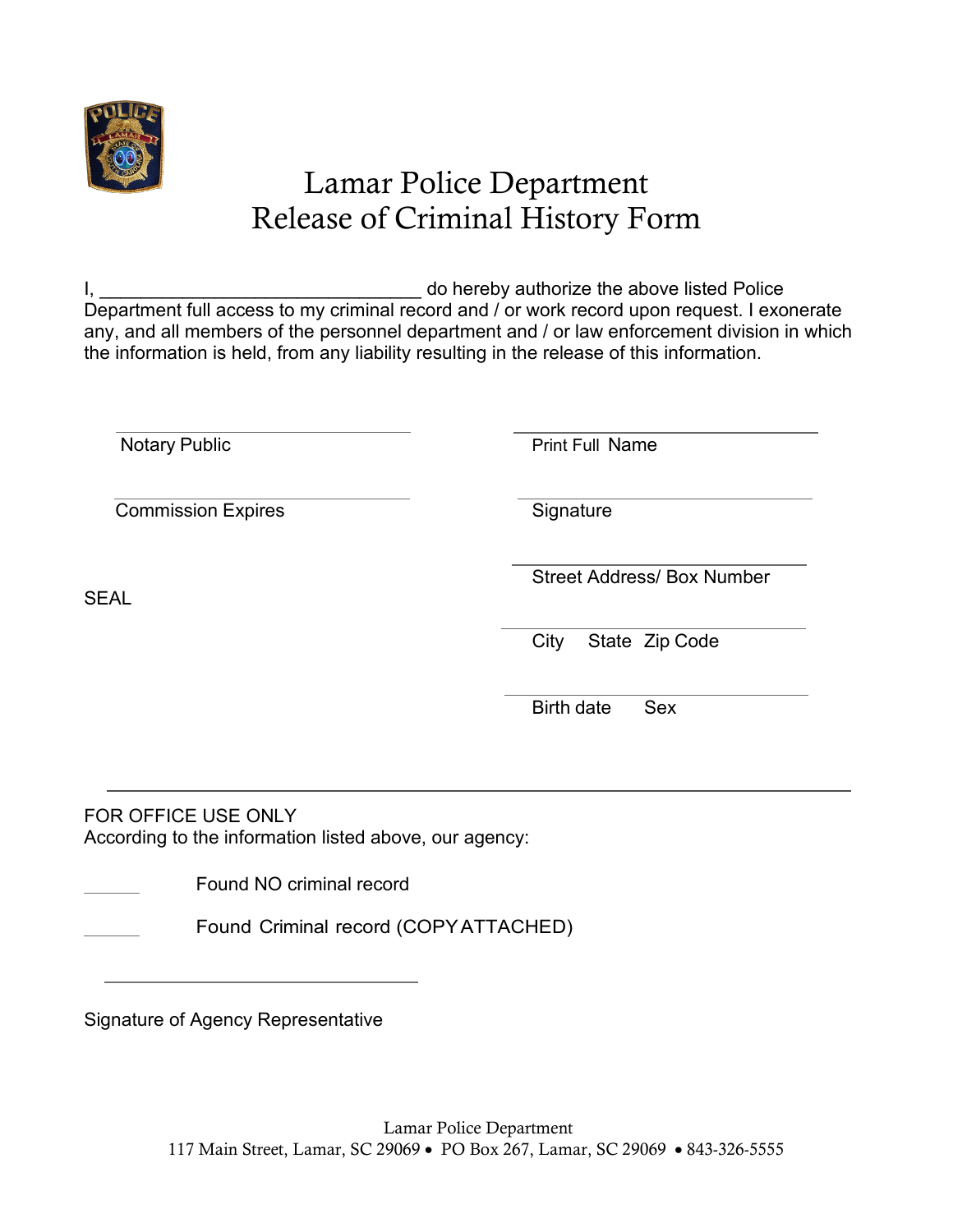# Lamar Police Department
## Release of Criminal History Form

I, ______________________________ do hereby authorize the above listed Police Department full access to my criminal record and / or work record upon request. I exonerate any, and all members of the personnel department and / or law enforcement division in which the information is held, from any liability resulting in the release of this information.

| | |
|---|---|
| ______________________________ | ______________________________ |
| Notary Public | Print Full Name |
| ______________________________ | ______________________________ |
| Commission Expires | Signature |
| | ______________________________ |
| SEAL | Street Address/ Box Number |
| | ______________________________ |
| | City State Zip Code |
| | ______________________________ |
| | Birth date Sex |

---

FOR OFFICE USE ONLY

According to the information listed above, our agency:

______ Found NO criminal record

______ Found Criminal record (COPY ATTACHED)

______________________________

Signature of Agency Representative

Lamar Police Department
117 Main Street, Lamar, SC 29069 • PO Box 267, Lamar, SC 29069 • 843-326-5555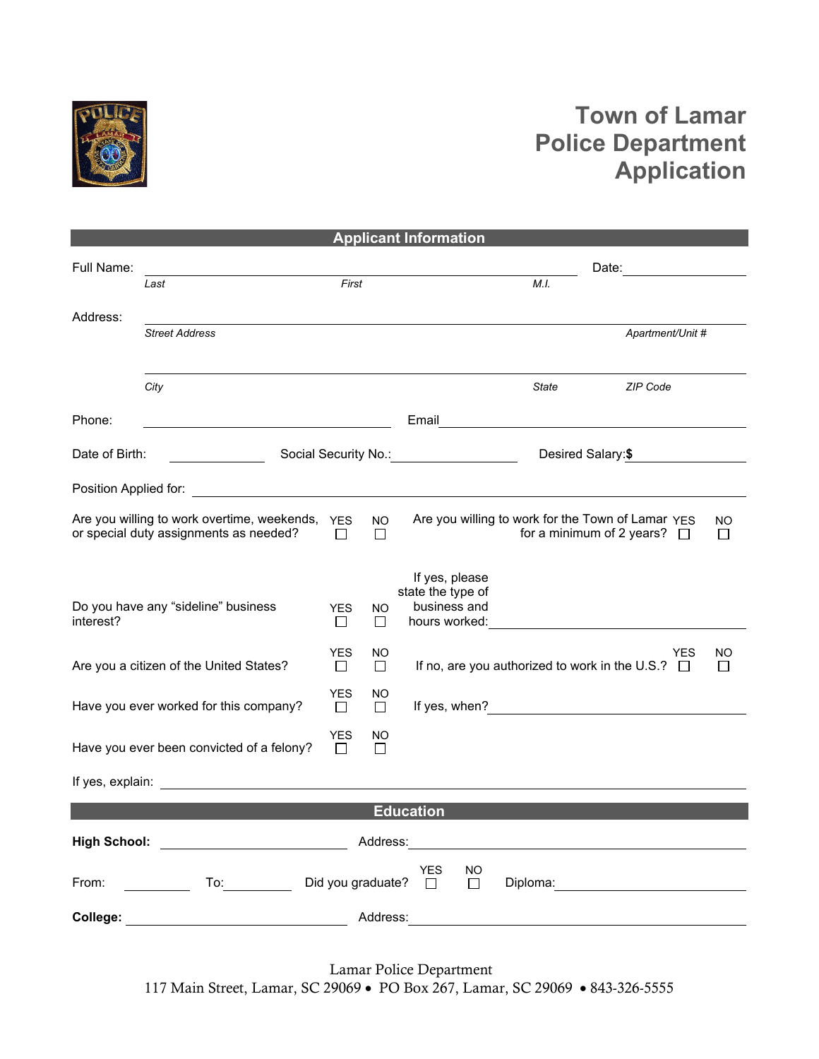# Town of Lamar Police Department Application

## Applicant Information

Full Name: ______________________________ Date: ____________

*Last* *First* *M.I.*

Address: ______________________________

*Street Address* *Apartment/Unit #*

______________________________

*City* *State* *ZIP Code*

Phone: ____________ Email ____________

Date of Birth: ____________ Social Security No.: ____________ Desired Salary: **$** ____________

Position Applied for: ______________________________

Are you willing to work overtime, weekends, or special duty assignments as needed? YES ☐ NO ☐

Are you willing to work for the Town of Lamar for a minimum of 2 years? YES ☐ NO ☐

Do you have any "sideline" business interest? YES ☐ NO ☐ If yes, please state the type of business and hours worked: ____________

Are you a citizen of the United States? YES ☐ NO ☐ If no, are you authorized to work in the U.S.? YES ☐ NO ☐

Have you ever worked for this company? YES ☐ NO ☐ If yes, when? ____________

Have you ever been convicted of a felony? YES ☐ NO ☐

If yes, explain: ______________________________

## Education

**High School:** ____________ Address: ____________

From: ____________ To: ____________ Did you graduate? YES ☐ NO ☐ Diploma: ____________

**College:** ____________ Address: ____________

Lamar Police Department
117 Main Street, Lamar, SC 29069 • PO Box 267, Lamar, SC 29069 • 843-326-5555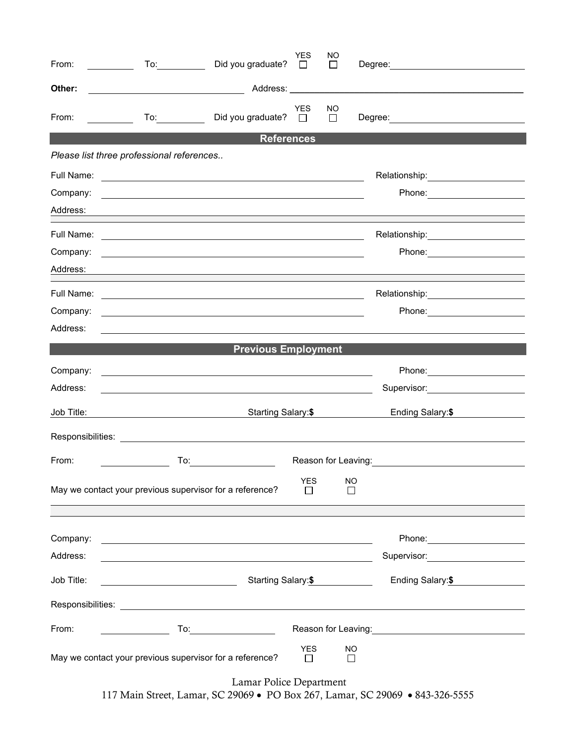From: __________ To: __________ Did you graduate? YES ☐ NO ☐ Degree: ____________________

**Other:** ______________________ Address: ________________________________

From: __________ To: __________ Did you graduate? YES ☐ NO ☐ Degree: ____________________

## References

*Please list three professional references..*

Full Name: ________________________________ Relationship: ______________

Company: ________________________________ Phone: ______________

Address: ________________________________________________

Full Name: ________________________________ Relationship: ______________

Company: ________________________________ Phone: ______________

Address: ________________________________________________

Full Name: ________________________________ Relationship: ______________

Company: ________________________________ Phone: ______________

Address: ________________________________________________

## Previous Employment

Company: ________________________________ Phone: ______________

Address: ________________________________ Supervisor: ______________

Job Title: ______________ Starting Salary: **$** __________ Ending Salary: **$** __________

Responsibilities: ________________________________________________

From: __________ To: __________ Reason for Leaving: ____________________

May we contact your previous supervisor for a reference? YES ☐ NO ☐

Company: ________________________________ Phone: ______________

Address: ________________________________ Supervisor: ______________

Job Title: ______________ Starting Salary: **$** __________ Ending Salary: **$** __________

Responsibilities: ________________________________________________

From: __________ To: __________ Reason for Leaving: ____________________

May we contact your previous supervisor for a reference? YES ☐ NO ☐

Lamar Police Department
117 Main Street, Lamar, SC 29069 • PO Box 267, Lamar, SC 29069 • 843-326-5555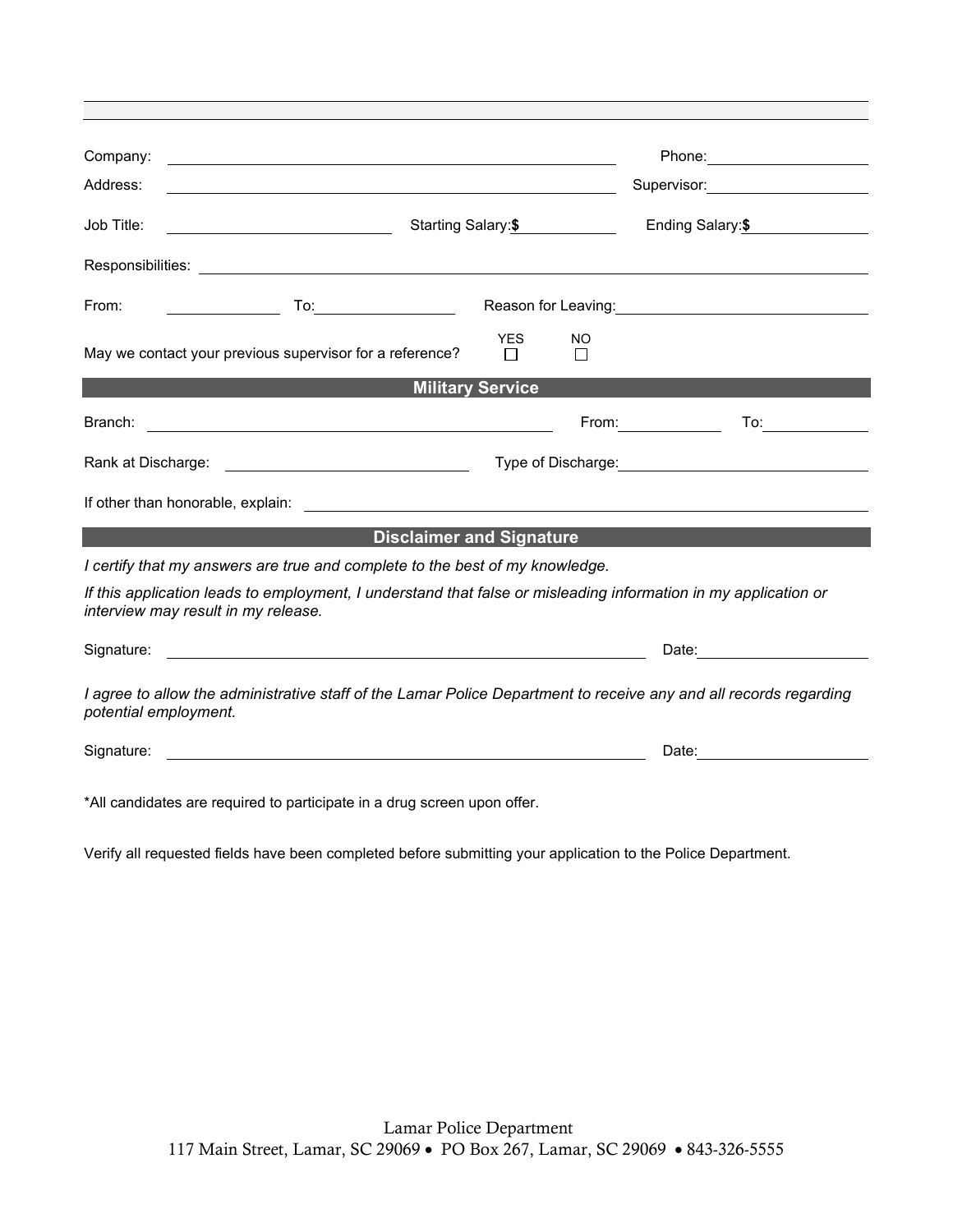Company: ____________________ Phone: ____________________

Address: ____________________ Supervisor: ____________________

Job Title: ____________________ Starting Salary: **$** __________ Ending Salary: **$** __________

Responsibilities: ____________________

From: __________ To: __________ Reason for Leaving: ____________________

May we contact your previous supervisor for a reference? YES ☐ NO ☐

## Military Service

Branch: ____________________ From: __________ To: __________

Rank at Discharge: ____________________ Type of Discharge: ____________________

If other than honorable, explain: ____________________

## Disclaimer and Signature

*I certify that my answers are true and complete to the best of my knowledge.*

*If this application leads to employment, I understand that false or misleading information in my application or interview may result in my release.*

Signature: ____________________ Date: ____________________

*I agree to allow the administrative staff of the Lamar Police Department to receive any and all records regarding potential employment.*

Signature: ____________________ Date: ____________________

*All candidates are required to participate in a drug screen upon offer.

Verify all requested fields have been completed before submitting your application to the Police Department.